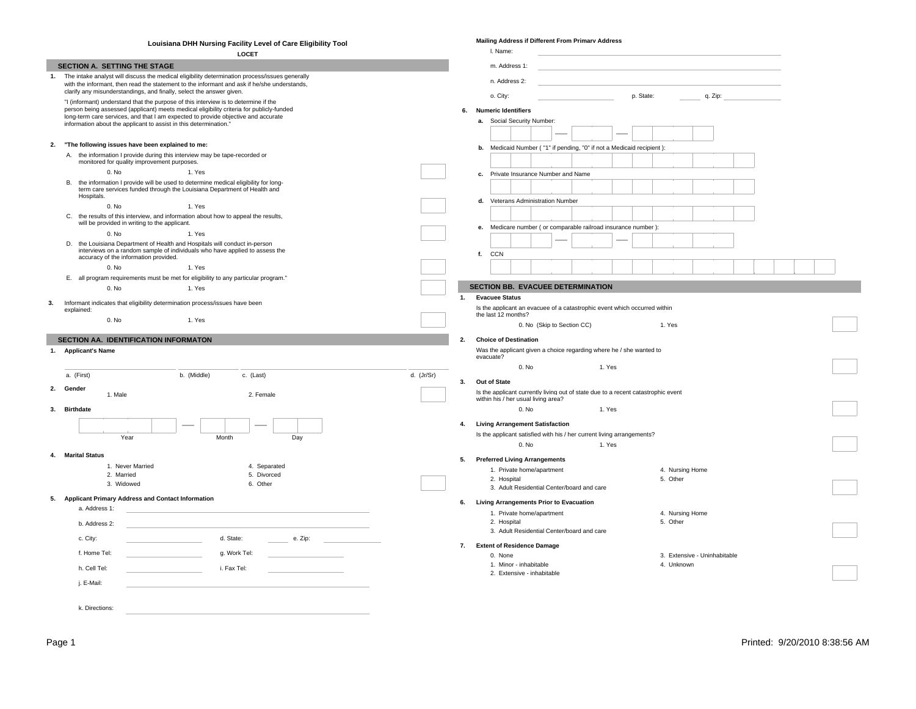# Louisiana DHH Nursing Facility Level of Care Eligibility Tool

**LOCET**

## SECTION A. SETTING THE STAGE

**1.** The intake analyst will discuss the medical eligibility determination process/issues generally with the informant, then read the statement to the informant and ask if he/she understands, clarify any misunderstandings, and finally, select the answer given.

"I (informant) understand that the purpose of this interview is to determine if the person being assessed (applicant) meets medical eligibility criteria for publicly-funded long-term care services, and that I am expected to provide objective and accurate information about the applicant to assist in this determination."

**2. "The following issues have been explained to me:**

A. the information I provide during this interview may be tape-recorded or monitored for quality improvement purposes.

0. No 1. Yes

B. the information I provide will be used to determine medical eligibility for long-term care services funded through the Louisiana Department of Health and Hospitals.

0. No 1. Yes

C. the results of this interview, and information about how to appeal the results, will be provided in writing to the applicant.

0. No 1. Yes

D. the Louisiana Department of Health and Hospitals will conduct in-person interviews on a random sample of individuals who have applied to assess the accuracy of the information provided.

0. No 1. Yes

E. all program requirements must be met for eligibility to any particular program."

0. No 1. Yes

**3.** Informant indicates that eligibility determination process/issues have been explained:

0. No 1. Yes

## SECTION AA. IDENTIFICATION INFORMATON

**1. Applicant's Name**

a. (First) b. (Middle) c. (Last) d. (Jr/Sr)

**2. Gender**

1. Male 2. Female

**3. Birthdate**

Year — Month — Day

**4. Marital Status**

1. Never Married
2. Married
3. Widowed
4. Separated
5. Divorced
6. Other

**5. Applicant Primary Address and Contact Information**

a. Address 1:

b. Address 2:

c. City: d. State: e. Zip:

f. Home Tel: g. Work Tel:

h. Cell Tel: i. Fax Tel:

j. E-Mail:

k. Directions:

**Mailing Address if Different From Primary Address**

l. Name:

m. Address 1:

n. Address 2:

o. City: p. State: q. Zip:

**6. Numeric Identifiers**

**a.** Social Security Number:

**b.** Medicaid Number ( "1" if pending, "0" if not a Medicaid recipient ):

**c.** Private Insurance Number and Name

**d.** Veterans Administration Number

**e.** Medicare number ( or comparable railroad insurance number ):

**f.** CCN

## SECTION BB. EVACUEE DETERMINATION

**1. Evacuee Status**

Is the applicant an evacuee of a catastrophic event which occurred within the last 12 months?

0. No (Skip to Section CC) 1. Yes

**2. Choice of Destination**

Was the applicant given a choice regarding where he / she wanted to evacuate?

0. No 1. Yes

**3. Out of State**

Is the applicant currently living out of state due to a recent catastrophic event within his / her usual living area?

0. No 1. Yes

**4. Living Arrangement Satisfaction**

Is the applicant satisfied with his / her current living arrangements?

0. No 1. Yes

**5. Preferred Living Arrangements**

1. Private home/apartment
2. Hospital
3. Adult Residential Center/board and care
4. Nursing Home
5. Other

**6. Living Arrangements Prior to Evacuation**

1. Private home/apartment
2. Hospital
3. Adult Residential Center/board and care
4. Nursing Home
5. Other

**7. Extent of Residence Damage**

0. None
1. Minor - inhabitable
2. Extensive - inhabitable
3. Extensive - Uninhabitable
4. Unknown

Printed: 9/20/2010 8:38:56 AM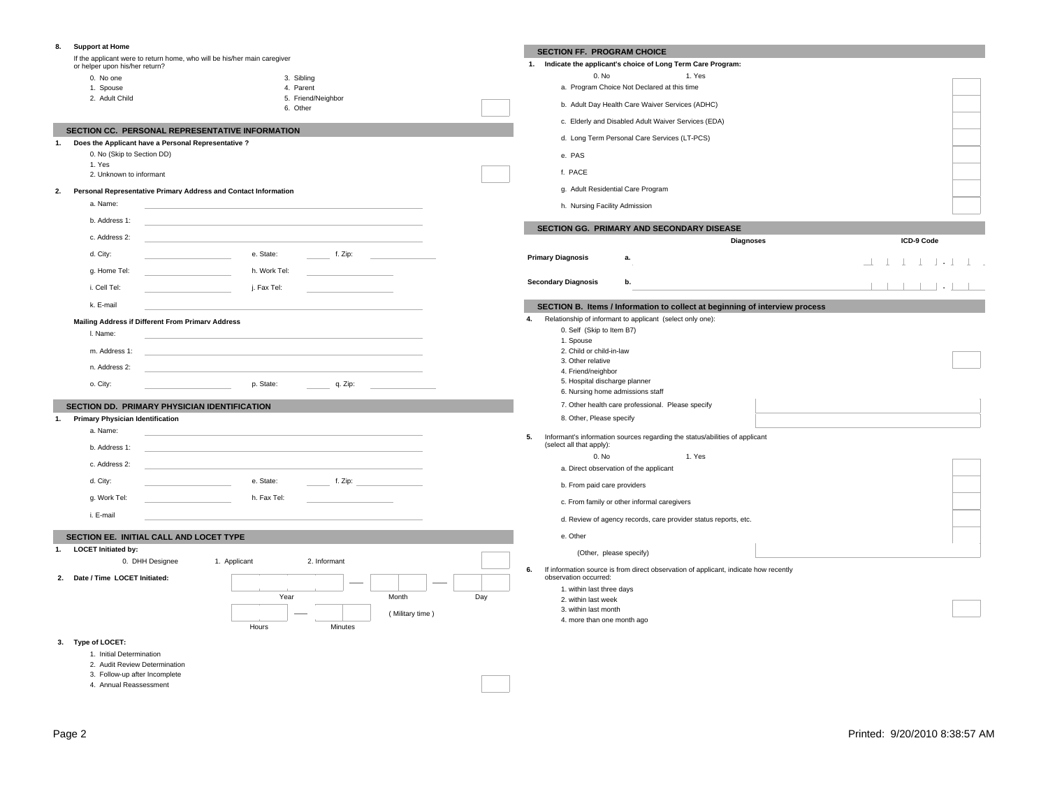**8. Support at Home**

If the applicant were to return home, who will be his/her main caregiver or helper upon his/her return?

- 0. No one
- 1. Spouse
- 2. Adult Child
- 3. Sibling
- 4. Parent
- 5. Friend/Neighbor
- 6. Other

## SECTION CC. PERSONAL REPRESENTATIVE INFORMATION

**1. Does the Applicant have a Personal Representative ?**

- 0. No (Skip to Section DD)
- 1. Yes
- 2. Unknown to informant

**2. Personal Representative Primary Address and Contact Information**

a. Name:

b. Address 1:

c. Address 2:

d. City: e. State: f. Zip:

g. Home Tel: h. Work Tel:

i. Cell Tel: j. Fax Tel:

k. E-mail

**Mailing Address if Different From Primary Address**

l. Name:

m. Address 1:

n. Address 2:

o. City: p. State: q. Zip:

## SECTION DD. PRIMARY PHYSICIAN IDENTIFICATION

**1. Primary Physician Identification**

a. Name:

b. Address 1:

c. Address 2:

d. City: e. State: f. Zip:

g. Work Tel: h. Fax Tel:

i. E-mail

## SECTION EE. INITIAL CALL AND LOCET TYPE

**1. LOCET Initiated by:**

0. DHH Designee 1. Applicant 2. Informant

**2. Date / Time LOCET Initiated:**

Year — Month — Day

Hours — Minutes ( Military time )

**3. Type of LOCET:**

- 1. Initial Determination
- 2. Audit Review Determination
- 3. Follow-up after Incomplete
- 4. Annual Reassessment

## SECTION FF. PROGRAM CHOICE

**1. Indicate the applicant's choice of Long Term Care Program:**

0. No 1. Yes

a. Program Choice Not Declared at this time

b. Adult Day Health Care Waiver Services (ADHC)

c. Elderly and Disabled Adult Waiver Services (EDA)

d. Long Term Personal Care Services (LT-PCS)

e. PAS

f. PACE

g. Adult Residential Care Program

h. Nursing Facility Admission

## SECTION GG. PRIMARY AND SECONDARY DISEASE

| | | Diagnoses | ICD-9 Code |
|---|---|---|---|
| Primary Diagnosis | a. | | ___ . __ |
| Secondary Diagnosis | b. | | ___ . __ |

## SECTION B. Items / Information to collect at beginning of interview process

**4.** Relationship of informant to applicant (select only one):

- 0. Self (Skip to Item B7)
- 1. Spouse
- 2. Child or child-in-law
- 3. Other relative
- 4. Friend/neighbor
- 5. Hospital discharge planner
- 6. Nursing home admissions staff
- 7. Other health care professional. Please specify
- 8. Other, Please specify

**5.** Informant's information sources regarding the status/abilities of applicant (select all that apply):

0. No 1. Yes

a. Direct observation of the applicant

b. From paid care providers

c. From family or other informal caregivers

d. Review of agency records, care provider status reports, etc.

e. Other

(Other, please specify)

**6.** If information source is from direct observation of applicant, indicate how recently observation occurred:

- 1. within last three days
- 2. within last week
- 3. within last month
- 4. more than one month ago

Printed: 9/20/2010 8:38:57 AM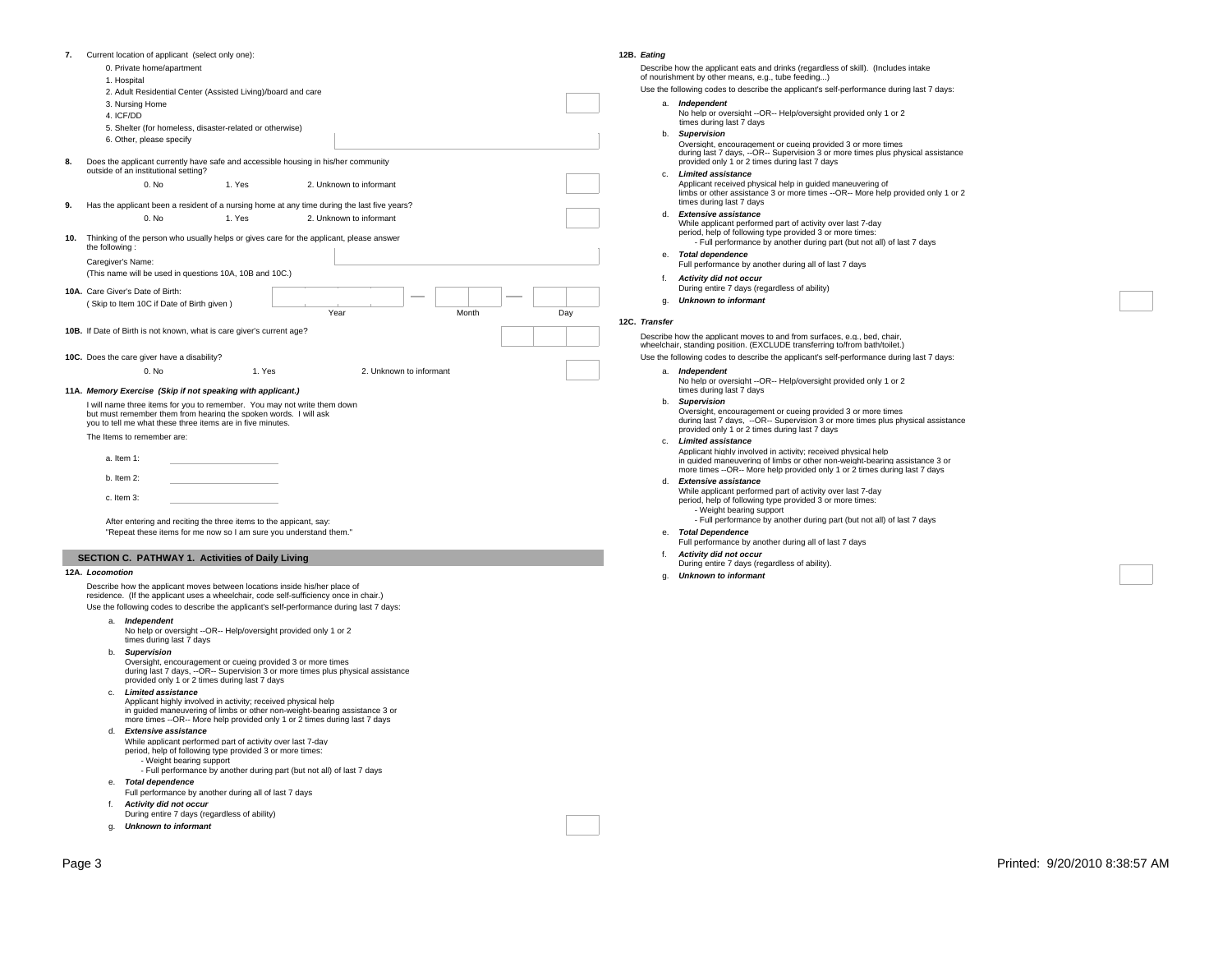**7.** Current location of applicant (select only one):

0. Private home/apartment
1. Hospital
2. Adult Residential Center (Assisted Living)/board and care
3. Nursing Home
4. ICF/DD
5. Shelter (for homeless, disaster-related or otherwise)
6. Other, please specify

**8.** Does the applicant currently have safe and accessible housing in his/her community outside of an institutional setting?

0. No 1. Yes 2. Unknown to informant

**9.** Has the applicant been a resident of a nursing home at any time during the last five years?

0. No 1. Yes 2. Unknown to informant

**10.** Thinking of the person who usually helps or gives care for the applicant, please answer the following :

Caregiver's Name:

(This name will be used in questions 10A, 10B and 10C.)

**10A.** Care Giver's Date of Birth:

( Skip to Item 10C if Date of Birth given )

Year — Month — Day

**10B.** If Date of Birth is not known, what is care giver's current age?

**10C.** Does the care giver have a disability?

0. No 1. Yes 2. Unknown to informant

**11A.** ***Memory Exercise (Skip if not speaking with applicant.)***

I will name three items for you to remember. You may not write them down but must remember them from hearing the spoken words. I will ask you to tell me what these three items are in five minutes.

The Items to remember are:

a. Item 1: ____________________

b. Item 2: ____________________

c. Item 3: ____________________

After entering and reciting the three items to the appicant, say:
"Repeat these items for me now so I am sure you understand them."

## SECTION C. PATHWAY 1. Activities of Daily Living

**12A.** ***Locomotion***

Describe how the applicant moves between locations inside his/her place of residence. (If the applicant uses a wheelchair, code self-sufficiency once in chair.)

Use the following codes to describe the applicant's self-performance during last 7 days:

a. ***Independent***
No help or oversight --OR-- Help/oversight provided only 1 or 2 times during last 7 days

b. ***Supervision***
Oversight, encouragement or cueing provided 3 or more times during last 7 days, --OR-- Supervision 3 or more times plus physical assistance provided only 1 or 2 times during last 7 days

c. ***Limited assistance***
Applicant highly involved in activity; received physical help in guided maneuvering of limbs or other non-weight-bearing assistance 3 or more times --OR-- More help provided only 1 or 2 times during last 7 days

d. ***Extensive assistance***
While applicant performed part of activity over last 7-day period, help of following type provided 3 or more times:
- Weight bearing support
- Full performance by another during part (but not all) of last 7 days

e. ***Total dependence***
Full performance by another during all of last 7 days

f. ***Activity did not occur***
During entire 7 days (regardless of ability)

g. ***Unknown to informant***

**12B.** ***Eating***

Describe how the applicant eats and drinks (regardless of skill). (Includes intake of nourishment by other means, e.g., tube feeding...)

Use the following codes to describe the applicant's self-performance during last 7 days:

a. ***Independent***
No help or oversight --OR-- Help/oversight provided only 1 or 2 times during last 7 days

b. ***Supervision***
Oversight, encouragement or cueing provided 3 or more times during last 7 days, --OR-- Supervision 3 or more times plus physical assistance provided only 1 or 2 times during last 7 days

c. ***Limited assistance***
Applicant received physical help in guided maneuvering of limbs or other assistance 3 or more times --OR-- More help provided only 1 or 2 times during last 7 days

d. ***Extensive assistance***
While applicant performed part of activity over last 7-day period, help of following type provided 3 or more times:
- Full performance by another during part (but not all) of last 7 days

e. ***Total dependence***
Full performance by another during all of last 7 days

f. ***Activity did not occur***
During entire 7 days (regardless of ability)

g. ***Unknown to informant***

**12C.** ***Transfer***

Describe how the applicant moves to and from surfaces, e.g., bed, chair, wheelchair, standing position. (EXCLUDE transferring to/from bath/toilet.)

Use the following codes to describe the applicant's self-performance during last 7 days:

a. ***Independent***
No help or oversight --OR-- Help/oversight provided only 1 or 2 times during last 7 days

b. ***Supervision***
Oversight, encouragement or cueing provided 3 or more times during last 7 days, --OR-- Supervision 3 or more times plus physical assistance provided only 1 or 2 times during last 7 days

c. ***Limited assistance***
Applicant highly involved in activity; received physical help in guided maneuvering of limbs or other non-weight-bearing assistance 3 or more times --OR-- More help provided only 1 or 2 times during last 7 days

d. ***Extensive assistance***
While applicant performed part of activity over last 7-day period, help of following type provided 3 or more times:
- Weight bearing support
- Full performance by another during part (but not all) of last 7 days

e. ***Total Dependence***
Full performance by another during all of last 7 days

f. ***Activity did not occur***
During entire 7 days (regardless of ability).

g. ***Unknown to informant***

Printed: 9/20/2010 8:38:57 AM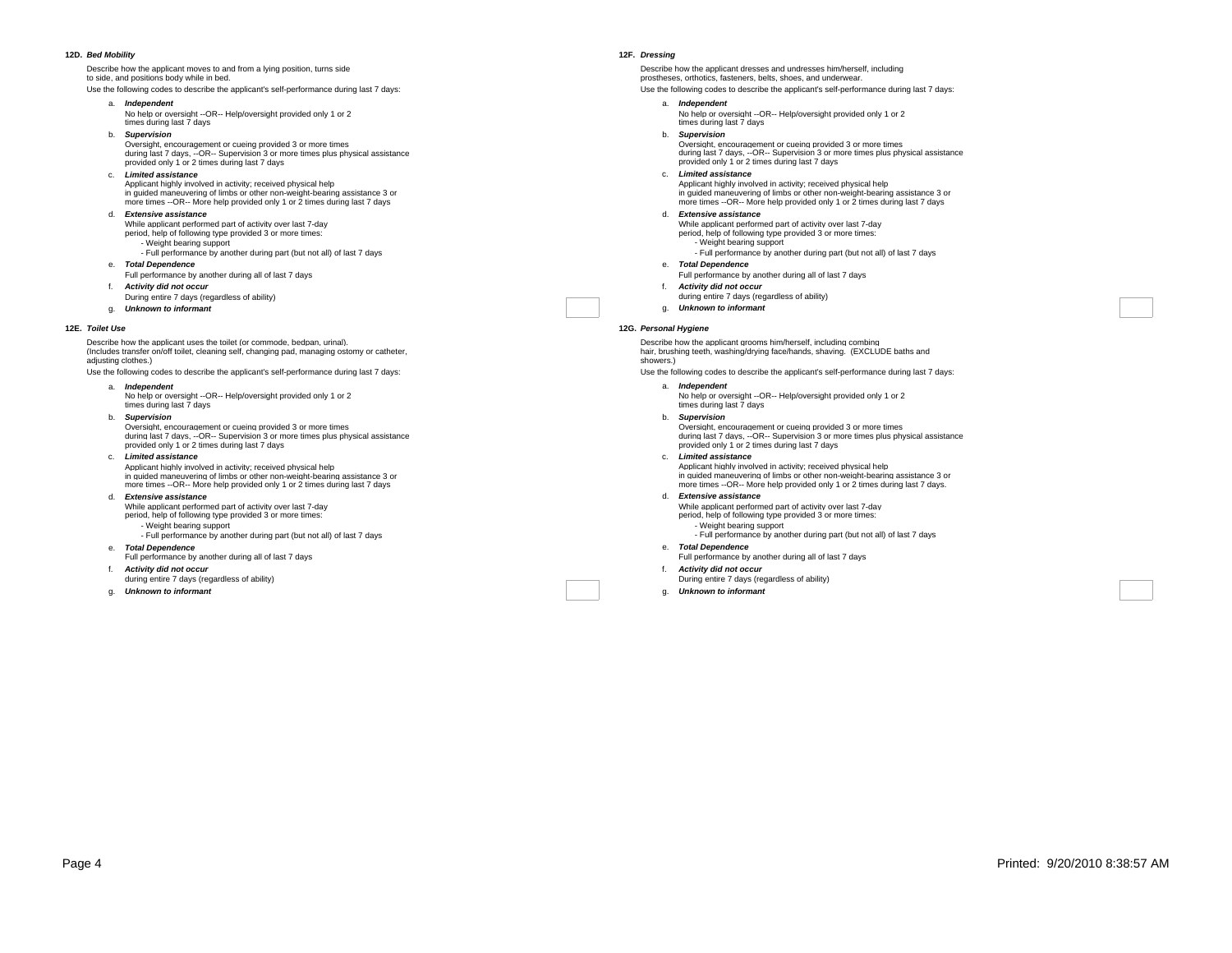**12D.** ***Bed Mobility***

Describe how the applicant moves to and from a lying position, turns side to side, and positions body while in bed.

Use the following codes to describe the applicant's self-performance during last 7 days:

a. ***Independent***
No help or oversight --OR-- Help/oversight provided only 1 or 2 times during last 7 days

b. ***Supervision***
Oversight, encouragement or cueing provided 3 or more times during last 7 days, --OR-- Supervision 3 or more times plus physical assistance provided only 1 or 2 times during last 7 days

c. ***Limited assistance***
Applicant highly involved in activity; received physical help in guided maneuvering of limbs or other non-weight-bearing assistance 3 or more times --OR-- More help provided only 1 or 2 times during last 7 days

d. ***Extensive assistance***
While applicant performed part of activity over last 7-day period, help of following type provided 3 or more times:
- Weight bearing support
- Full performance by another during part (but not all) of last 7 days

e. ***Total Dependence***
Full performance by another during all of last 7 days

f. ***Activity did not occur***
During entire 7 days (regardless of ability)

g. ***Unknown to informant***

**12E.** ***Toilet Use***

Describe how the applicant uses the toilet (or commode, bedpan, urinal). (Includes transfer on/off toilet, cleaning self, changing pad, managing ostomy or catheter, adjusting clothes.)

Use the following codes to describe the applicant's self-performance during last 7 days:

a. ***Independent***
No help or oversight --OR-- Help/oversight provided only 1 or 2 times during last 7 days

b. ***Supervision***
Oversight, encouragement or cueing provided 3 or more times during last 7 days, --OR-- Supervision 3 or more times plus physical assistance provided only 1 or 2 times during last 7 days

c. ***Limited assistance***
Applicant highly involved in activity; received physical help in guided maneuvering of limbs or other non-weight-bearing assistance 3 or more times --OR-- More help provided only 1 or 2 times during last 7 days

d. ***Extensive assistance***
While applicant performed part of activity over last 7-day period, help of following type provided 3 or more times:
- Weight bearing support
- Full performance by another during part (but not all) of last 7 days

e. ***Total Dependence***
Full performance by another during all of last 7 days

f. ***Activity did not occur***
during entire 7 days (regardless of ability)

g. ***Unknown to informant***

**12F.** ***Dressing***

Describe how the applicant dresses and undresses him/herself, including prostheses, orthotics, fasteners, belts, shoes, and underwear.

Use the following codes to describe the applicant's self-performance during last 7 days:

a. ***Independent***
No help or oversight --OR-- Help/oversight provided only 1 or 2 times during last 7 days

b. ***Supervision***
Oversight, encouragement or cueing provided 3 or more times during last 7 days, --OR-- Supervision 3 or more times plus physical assistance provided only 1 or 2 times during last 7 days

c. ***Limited assistance***
Applicant highly involved in activity; received physical help in guided maneuvering of limbs or other non-weight-bearing assistance 3 or more times --OR-- More help provided only 1 or 2 times during last 7 days

d. ***Extensive assistance***
While applicant performed part of activity over last 7-day period, help of following type provided 3 or more times:
- Weight bearing support
- Full performance by another during part (but not all) of last 7 days

e. ***Total Dependence***
Full performance by another during all of last 7 days

f. ***Activity did not occur***
during entire 7 days (regardless of ability)

g. ***Unknown to informant***

**12G.** ***Personal Hygiene***

Describe how the applicant grooms him/herself, including combing hair, brushing teeth, washing/drying face/hands, shaving. (EXCLUDE baths and showers.)

Use the following codes to describe the applicant's self-performance during last 7 days:

a. ***Independent***
No help or oversight --OR-- Help/oversight provided only 1 or 2 times during last 7 days

b. ***Supervision***
Oversight, encouragement or cueing provided 3 or more times during last 7 days, --OR-- Supervision 3 or more times plus physical assistance provided only 1 or 2 times during last 7 days

c. ***Limited assistance***
Applicant highly involved in activity; received physical help in guided maneuvering of limbs or other non-weight-bearing assistance 3 or more times --OR-- More help provided only 1 or 2 times during last 7 days.

d. ***Extensive assistance***
While applicant performed part of activity over last 7-day period, help of following type provided 3 or more times:
- Weight bearing support
- Full performance by another during part (but not all) of last 7 days

e. ***Total Dependence***
Full performance by another during all of last 7 days

f. ***Activity did not occur***
During entire 7 days (regardless of ability)

g. ***Unknown to informant***

Printed: 9/20/2010 8:38:57 AM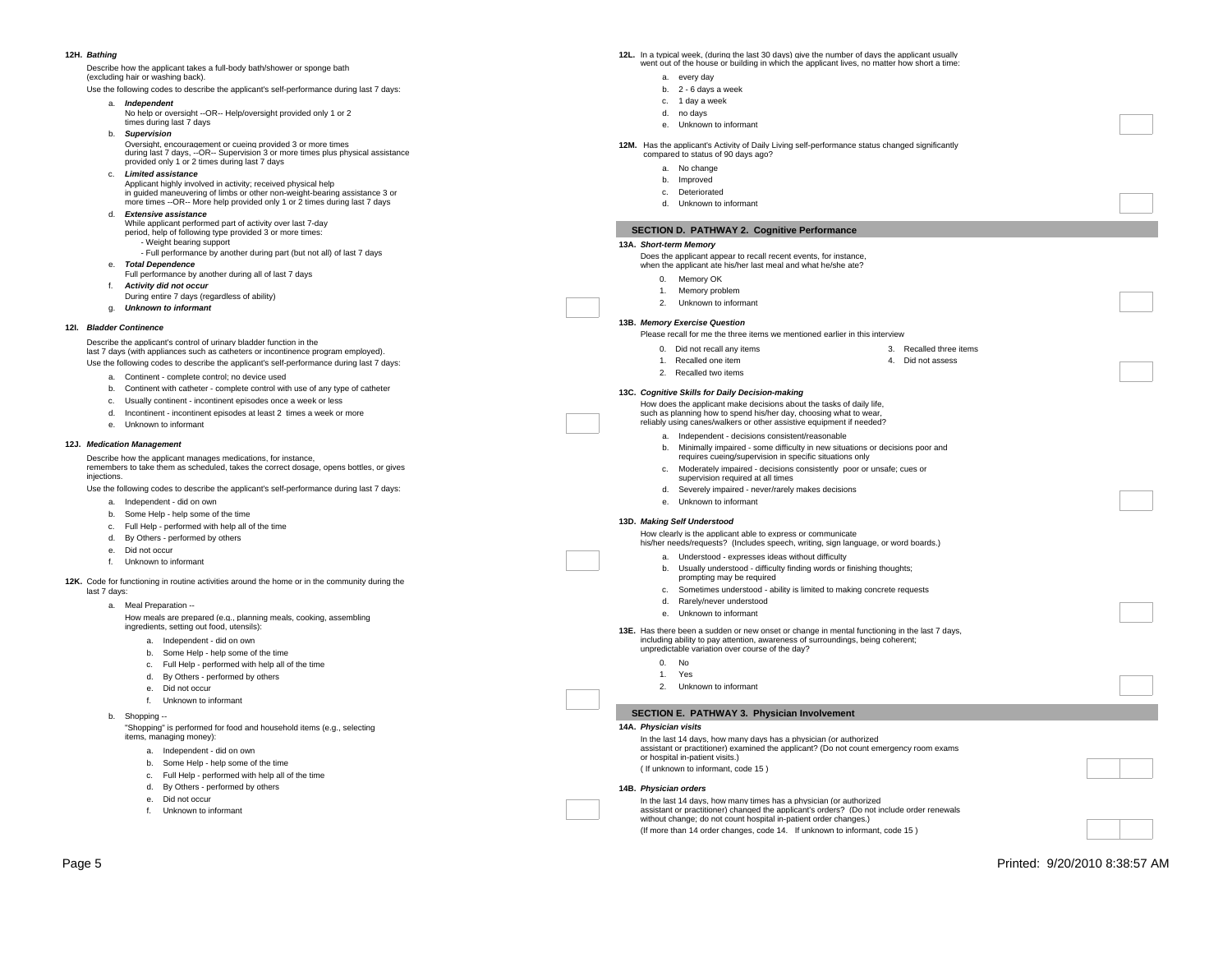**12H. *Bathing***

Describe how the applicant takes a full-body bath/shower or sponge bath (excluding hair or washing back).

Use the following codes to describe the applicant's self-performance during last 7 days:

a. ***Independent***
No help or oversight --OR-- Help/oversight provided only 1 or 2 times during last 7 days

b. ***Supervision***
Oversight, encouragement or cueing provided 3 or more times during last 7 days, --OR-- Supervision 3 or more times plus physical assistance provided only 1 or 2 times during last 7 days

c. ***Limited assistance***
Applicant highly involved in activity; received physical help in guided maneuvering of limbs or other non-weight-bearing assistance 3 or more times --OR-- More help provided only 1 or 2 times during last 7 days

d. ***Extensive assistance***
While applicant performed part of activity over last 7-day period, help of following type provided 3 or more times:
- Weight bearing support
- Full performance by another during part (but not all) of last 7 days

e. ***Total Dependence***
Full performance by another during all of last 7 days

f. ***Activity did not occur***
During entire 7 days (regardless of ability)

g. ***Unknown to informant***

**12I. *Bladder Continence***

Describe the applicant's control of urinary bladder function in the last 7 days (with appliances such as catheters or incontinence program employed).

Use the following codes to describe the applicant's self-performance during last 7 days:

a. Continent - complete control; no device used
b. Continent with catheter - complete control with use of any type of catheter
c. Usually continent - incontinent episodes once a week or less
d. Incontinent - incontinent episodes at least 2 times a week or more
e. Unknown to informant

**12J. *Medication Management***

Describe how the applicant manages medications, for instance, remembers to take them as scheduled, takes the correct dosage, opens bottles, or gives injections.

Use the following codes to describe the applicant's self-performance during last 7 days:

a. Independent - did on own
b. Some Help - help some of the time
c. Full Help - performed with help all of the time
d. By Others - performed by others
e. Did not occur
f. Unknown to informant

**12K.** Code for functioning in routine activities around the home or in the community during the last 7 days:

a. Meal Preparation --
How meals are prepared (e.g., planning meals, cooking, assembling ingredients, setting out food, utensils):

   a. Independent - did on own
   b. Some Help - help some of the time
   c. Full Help - performed with help all of the time
   d. By Others - performed by others
   e. Did not occur
   f. Unknown to informant

b. Shopping --
"Shopping" is performed for food and household items (e.g., selecting items, managing money):

   a. Independent - did on own
   b. Some Help - help some of the time
   c. Full Help - performed with help all of the time
   d. By Others - performed by others
   e. Did not occur
   f. Unknown to informant

**12L.** In a typical week, (during the last 30 days) give the number of days the applicant usually went out of the house or building in which the applicant lives, no matter how short a time:

a. every day
b. 2 - 6 days a week
c. 1 day a week
d. no days
e. Unknown to informant

**12M.** Has the applicant's Activity of Daily Living self-performance status changed significantly compared to status of 90 days ago?

a. No change
b. Improved
c. Deteriorated
d. Unknown to informant

## SECTION D. PATHWAY 2. Cognitive Performance

**13A. *Short-term Memory***

Does the applicant appear to recall recent events, for instance, when the applicant ate his/her last meal and what he/she ate?

0. Memory OK
1. Memory problem
2. Unknown to informant

**13B. *Memory Exercise Question***

Please recall for me the three items we mentioned earlier in this interview

0. Did not recall any items
1. Recalled one item
2. Recalled two items
3. Recalled three items
4. Did not assess

**13C. *Cognitive Skills for Daily Decision-making***

How does the applicant make decisions about the tasks of daily life, such as planning how to spend his/her day, choosing what to wear, reliably using canes/walkers or other assistive equipment if needed?

a. Independent - decisions consistent/reasonable
b. Minimally impaired - some difficulty in new situations or decisions poor and requires cueing/supervision in specific situations only
c. Moderately impaired - decisions consistently poor or unsafe; cues or supervision required at all times
d. Severely impaired - never/rarely makes decisions
e. Unknown to informant

**13D. *Making Self Understood***

How clearly is the applicant able to express or communicate his/her needs/requests? (Includes speech, writing, sign language, or word boards.)

a. Understood - expresses ideas without difficulty
b. Usually understood - difficulty finding words or finishing thoughts; prompting may be required
c. Sometimes understood - ability is limited to making concrete requests
d. Rarely/never understood
e. Unknown to informant

**13E.** Has there been a sudden or new onset or change in mental functioning in the last 7 days, including ability to pay attention, awareness of surroundings, being coherent; unpredictable variation over course of the day?

0. No
1. Yes
2. Unknown to informant

## SECTION E. PATHWAY 3. Physician Involvement

**14A. *Physician visits***

In the last 14 days, how many days has a physician (or authorized assistant or practitioner) examined the applicant? (Do not count emergency room exams or hospital in-patient visits.)

( If unknown to informant, code 15 )

**14B. *Physician orders***

In the last 14 days, how many times has a physician (or authorized assistant or practitioner) changed the applicant's orders? (Do not include order renewals without change; do not count hospital in-patient order changes.)

(If more than 14 order changes, code 14. If unknown to informant, code 15 )

Printed: 9/20/2010 8:38:57 AM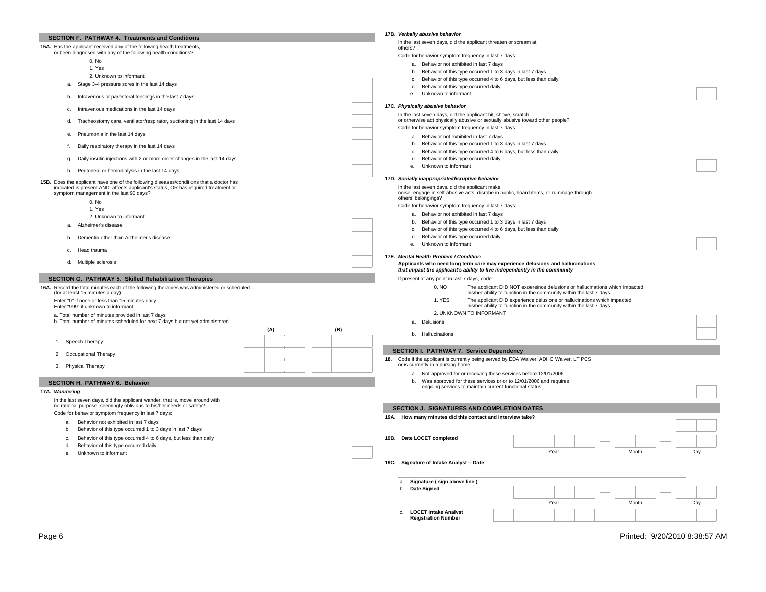## SECTION F. PATHWAY 4. Treatments and Conditions

**15A.** Has the applicant received any of the following health treatments, or been diagnosed with any of the following health conditions?

0. No
1. Yes
2. Unknown to informant

a. Stage 3-4 pressure sores in the last 14 days

b. Intravenous or parenteral feedings in the last 7 days

c. Intravenous medications in the last 14 days

d. Tracheostomy care, ventilator/respirator, suctioning in the last 14 days

e. Pneumonia in the last 14 days

f. Daily respiratory therapy in the last 14 days

g. Daily insulin injections with 2 or more order changes in the last 14 days

h. Peritoneal or hemodialysis in the last 14 days

**15B.** Does the applicant have one of the following diseases/conditions that a doctor has indicated is present AND affects applicant's status, OR has required treatment or symptom management in the last 90 days?

0. No
1. Yes
2. Unknown to informant

a. Alzheimer's disease

b. Dementia other than Alzheimer's disease

c. Head trauma

d. Multiple sclerosis

## SECTION G. PATHWAY 5. Skilled Rehabilitation Therapies

**16A.** Record the total minutes each of the following therapies was administered or scheduled (for at least 15 minutes a day).

Enter "0" if none or less than 15 minutes daily.
Enter "999" if unknown to informant

a. Total number of minutes provided in last 7 days
b. Total number of minutes scheduled for next 7 days but not yet administered

| | (A) | (B) |
|---|---|---|
| 1. Speech Therapy | | |
| 2. Occupational Therapy | | |
| 3. Physical Therapy | | |

## SECTION H. PATHWAY 6. Behavior

**17A.** ***Wandering***

In the last seven days, did the applicant wander, that is, move around with no rational purpose, seemingly oblivious to his/her needs or safety?

Code for behavior symptom frequency in last 7 days:

a. Behavior not exhibited in last 7 days
b. Behavior of this type occurred 1 to 3 days in last 7 days
c. Behavior of this type occurred 4 to 6 days, but less than daily
d. Behavior of this type occurred daily
e. Unknown to informant

**17B.** ***Verbally abusive behavior***

In the last seven days, did the applicant threaten or scream at others?

Code for behavior symptom frequency in last 7 days:

a. Behavior not exhibited in last 7 days
b. Behavior of this type occurred 1 to 3 days in last 7 days
c. Behavior of this type occurred 4 to 6 days, but less than daily
d. Behavior of this type occurred daily
e. Unknown to informant

**17C.** ***Physically abusive behavior***

In the last seven days, did the applicant hit, shove, scratch, or otherwise act physically abusive or sexually abusive toward other people?

Code for behavior symptom frequency in last 7 days:

a. Behavior not exhibited in last 7 days
b. Behavior of this type occurred 1 to 3 days in last 7 days
c. Behavior of this type occurred 4 to 6 days, but less than daily
d. Behavior of this type occurred daily
e. Unknown to informant

**17D.** ***Socially inappropriate/disruptive behavior***

In the last seven days, did the applicant make noise, engage in self-abusive acts, disrobe in public, hoard items, or rummage through others' belongings?

Code for behavior symptom frequency in last 7 days:

a. Behavior not exhibited in last 7 days
b. Behavior of this type occurred 1 to 3 days in last 7 days
c. Behavior of this type occurred 4 to 6 days, but less than daily
d. Behavior of this type occurred daily
e. Unknown to informant

**17E.** ***Mental Health Problem / Condition***

***Applicants who need long term care may experience delusions and hallucinations that impact the applicant's ability to live independently in the community***

If present at any point in last 7 days, code:

0. NO — The applicant DID NOT expereince delusions or hallucinations which impacted his/her ability to function in the community within the last 7 days.
1. YES — The applicant DID experience delusions or hallucinations which impacted his/her ability to function in the community within the last 7 days
2. UNKNOWN TO INFORMANT

a. Delusions

b. Hallucinations

## SECTION I. PATHWAY 7. Service Dependency

**18.** Code if the applicant is currently being served by EDA Waiver, ADHC Waiver, LT PCS or is currently in a nursing home:

a. Not approved for or receiving these services before 12/01/2006.
b. Was approved for these services prior to 12/01/2006 and requires ongoing services to maintain current functional status.

## SECTION J. SIGNATURES AND COMPLETION DATES

**19A. How many minutes did this contact and interview take?**

**19B. Date LOCET completed** — Year — Month — Day

**19C. Signature of Intake Analyst -- Date**

a. **Signature ( sign above line )**

b. **Date Signed** — Year — Month — Day

c. **LOCET Intake Analyst Reigstration Number**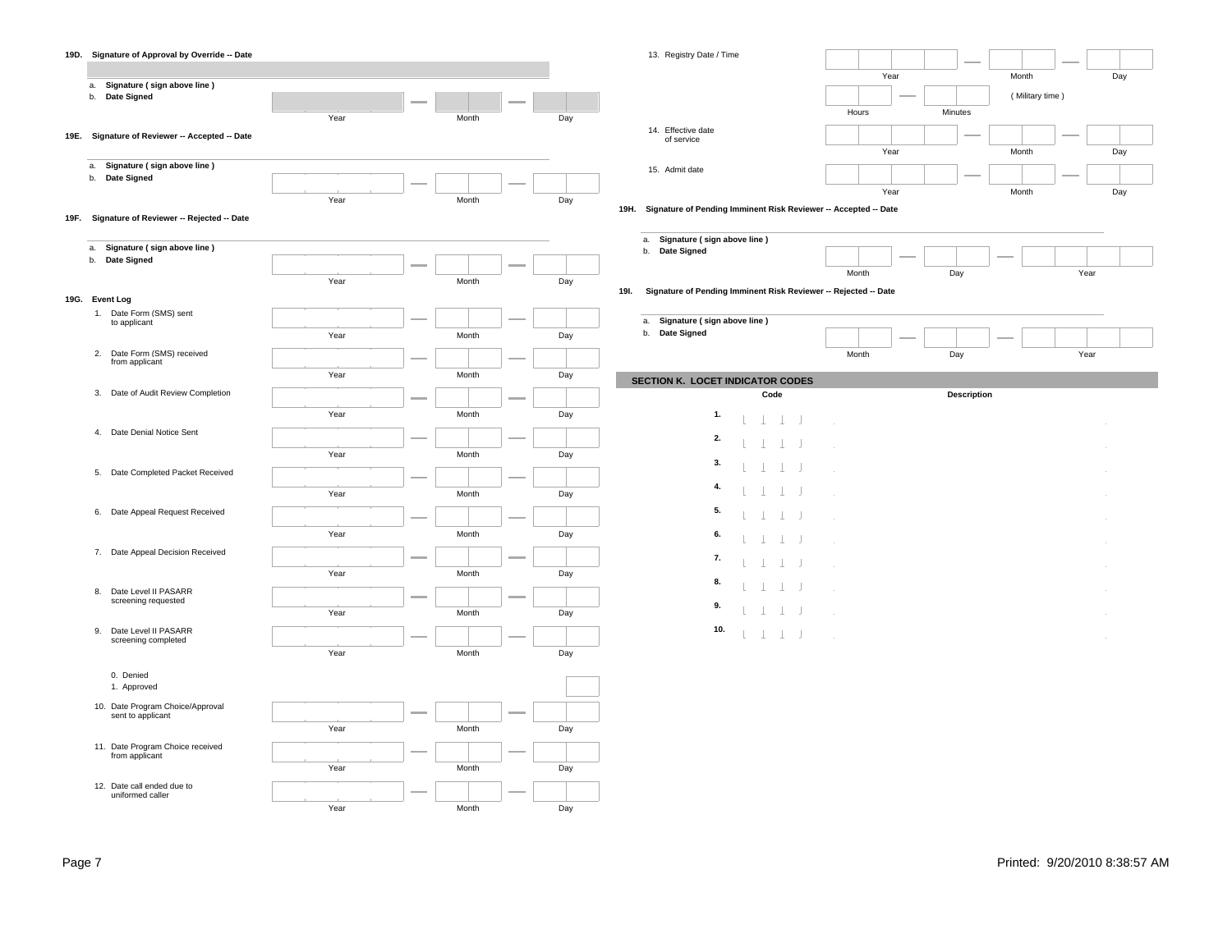**19D. Signature of Approval by Override -- Date**

a. **Signature ( sign above line )**
b. **Date Signed** Year — Month — Day

**19E. Signature of Reviewer -- Accepted -- Date**

a. **Signature ( sign above line )**
b. **Date Signed** Year — Month — Day

**19F. Signature of Reviewer -- Rejected -- Date**

a. **Signature ( sign above line )**
b. **Date Signed** Year — Month — Day

**19G. Event Log**

1. Date Form (SMS) sent to applicant — Year — Month — Day
2. Date Form (SMS) received from applicant — Year — Month — Day
3. Date of Audit Review Completion — Year — Month — Day
4. Date Denial Notice Sent — Year — Month — Day
5. Date Completed Packet Received — Year — Month — Day
6. Date Appeal Request Received — Year — Month — Day
7. Date Appeal Decision Received — Year — Month — Day
8. Date Level II PASARR screening requested — Year — Month — Day
9. Date Level II PASARR screening completed — Year — Month — Day

   0. Denied
   1. Approved

10. Date Program Choice/Approval sent to applicant — Year — Month — Day
11. Date Program Choice received from applicant — Year — Month — Day
12. Date call ended due to uniformed caller — Year — Month — Day
13. Registry Date / Time — Year — Month — Day; Hours — Minutes ( Military time )
14. Effective date of service — Year — Month — Day
15. Admit date — Year — Month — Day

**19H. Signature of Pending Imminent Risk Reviewer -- Accepted -- Date**

a. **Signature ( sign above line )**
b. **Date Signed** Month — Day — Year

**19I. Signature of Pending Imminent Risk Reviewer -- Rejected -- Date**

a. **Signature ( sign above line )**
b. **Date Signed** Month — Day — Year

## SECTION K. LOCET INDICATOR CODES

| | Code | Description |
|---|---|---|
| **1.** | | |
| **2.** | | |
| **3.** | | |
| **4.** | | |
| **5.** | | |
| **6.** | | |
| **7.** | | |
| **8.** | | |
| **9.** | | |
| **10.** | | |

Printed: 9/20/2010 8:38:57 AM